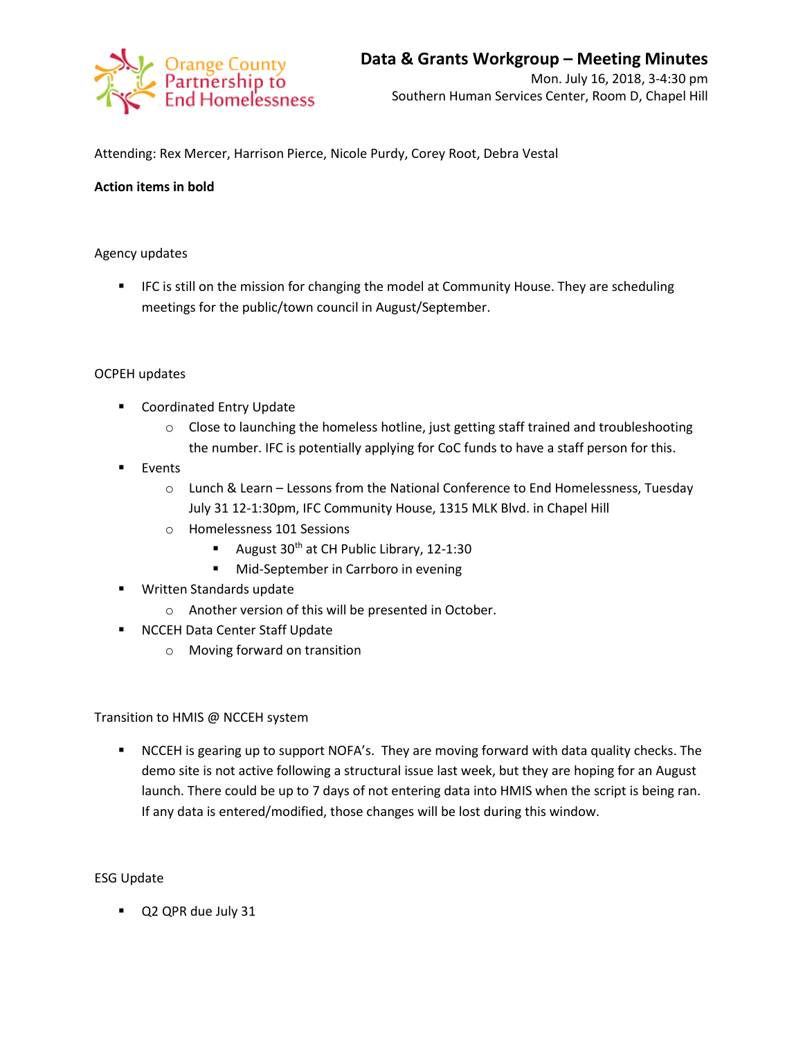Orange County Partnership to End Homelessness

# Data & Grants Workgroup – Meeting Minutes

Mon. July 16, 2018, 3-4:30 pm
Southern Human Services Center, Room D, Chapel Hill

Attending: Rex Mercer, Harrison Pierce, Nicole Purdy, Corey Root, Debra Vestal

**Action items in bold**

Agency updates

- IFC is still on the mission for changing the model at Community House. They are scheduling meetings for the public/town council in August/September.

OCPEH updates

- Coordinated Entry Update
  - Close to launching the homeless hotline, just getting staff trained and troubleshooting the number. IFC is potentially applying for CoC funds to have a staff person for this.
- Events
  - Lunch & Learn – Lessons from the National Conference to End Homelessness, Tuesday July 31 12-1:30pm, IFC Community House, 1315 MLK Blvd. in Chapel Hill
  - Homelessness 101 Sessions
    - August 30th at CH Public Library, 12-1:30
    - Mid-September in Carrboro in evening
- Written Standards update
  - Another version of this will be presented in October.
- NCCEH Data Center Staff Update
  - Moving forward on transition

Transition to HMIS @ NCCEH system

- NCCEH is gearing up to support NOFA's. They are moving forward with data quality checks. The demo site is not active following a structural issue last week, but they are hoping for an August launch. There could be up to 7 days of not entering data into HMIS when the script is being ran. If any data is entered/modified, those changes will be lost during this window.

ESG Update

- Q2 QPR due July 31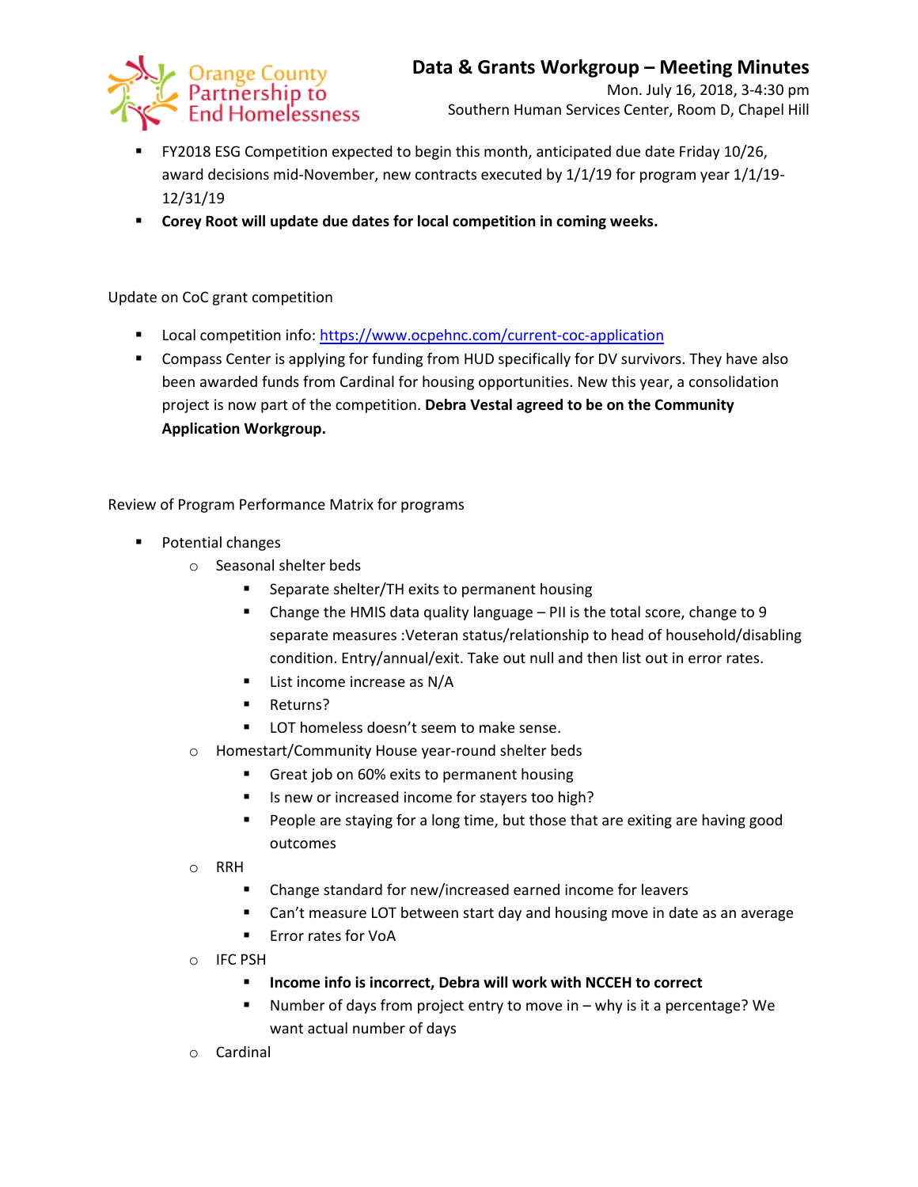- FY2018 ESG Competition expected to begin this month, anticipated due date Friday 10/26, award decisions mid-November, new contracts executed by 1/1/19 for program year 1/1/19-12/31/19
- **Corey Root will update due dates for local competition in coming weeks.**

Update on CoC grant competition

- Local competition info: https://www.ocpehnc.com/current-coc-application
- Compass Center is applying for funding from HUD specifically for DV survivors. They have also been awarded funds from Cardinal for housing opportunities. New this year, a consolidation project is now part of the competition. **Debra Vestal agreed to be on the Community Application Workgroup.**

Review of Program Performance Matrix for programs

- Potential changes
  - Seasonal shelter beds
    - Separate shelter/TH exits to permanent housing
    - Change the HMIS data quality language – PII is the total score, change to 9 separate measures :Veteran status/relationship to head of household/disabling condition. Entry/annual/exit. Take out null and then list out in error rates.
    - List income increase as N/A
    - Returns?
    - LOT homeless doesn't seem to make sense.
  - Homestart/Community House year-round shelter beds
    - Great job on 60% exits to permanent housing
    - Is new or increased income for stayers too high?
    - People are staying for a long time, but those that are exiting are having good outcomes
  - RRH
    - Change standard for new/increased earned income for leavers
    - Can't measure LOT between start day and housing move in date as an average
    - Error rates for VoA
  - IFC PSH
    - **Income info is incorrect, Debra will work with NCCEH to correct**
    - Number of days from project entry to move in – why is it a percentage? We want actual number of days
  - Cardinal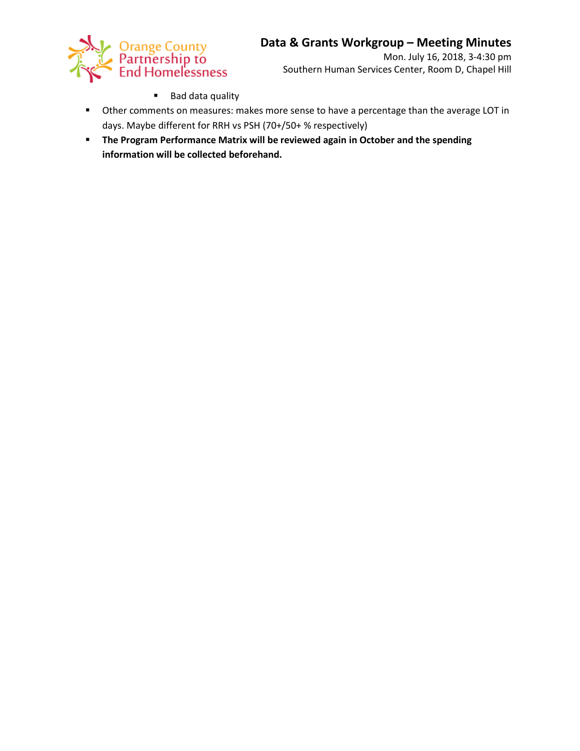- Bad data quality
- Other comments on measures: makes more sense to have a percentage than the average LOT in days. Maybe different for RRH vs PSH (70+/50+ % respectively)
- **The Program Performance Matrix will be reviewed again in October and the spending information will be collected beforehand.**